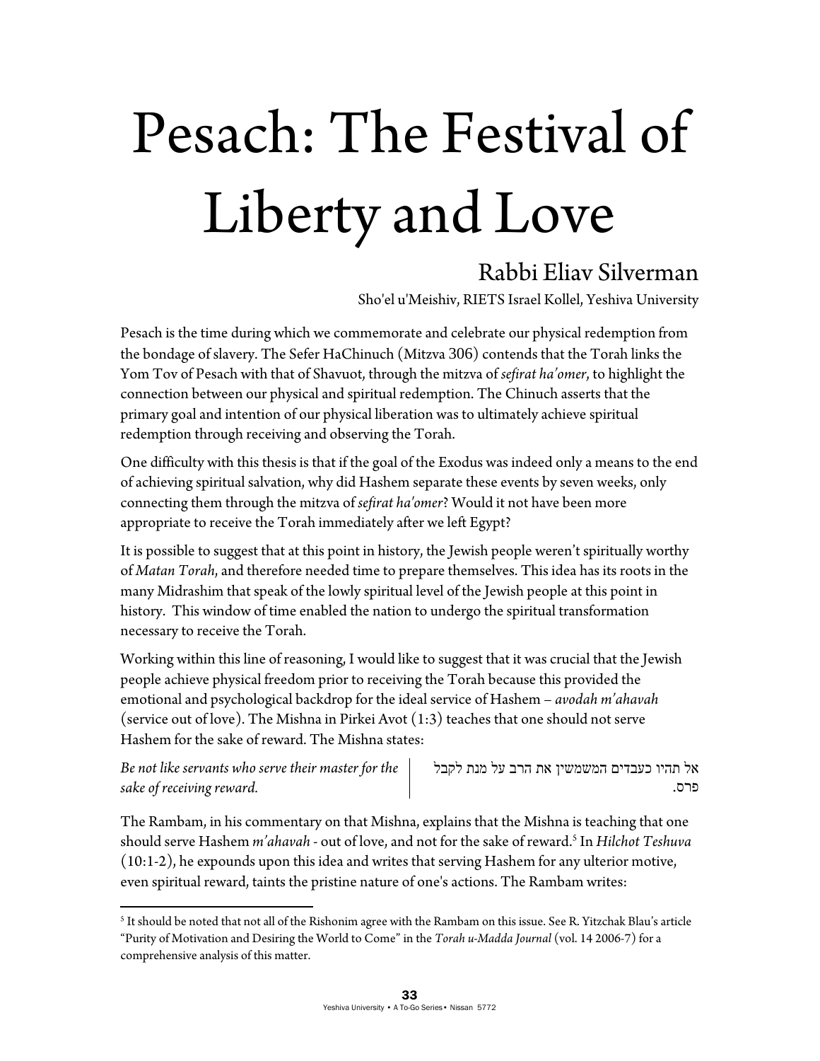# Pesach: The Festival of Liberty and Love

## Rabbi Eliav Silverman

Sho'el u'Meishiv, RIETS Israel Kollel, Yeshiva University

Pesach is the time during which we commemorate and celebrate our physical redemption from the bondage of slavery. The Sefer HaChinuch (Mitzva 306) contends that the Torah links the Yom Tov of Pesach with that of Shavuot, through the mitzva of *sefirat ha'omer*, to highlight the connection between our physical and spiritual redemption. The Chinuch asserts that the primary goal and intention of our physical liberation was to ultimately achieve spiritual redemption through receiving and observing the Torah.

One difficulty with this thesis is that if the goal of the Exodus was indeed only a means to the end of achieving spiritual salvation, why did Hashem separate these events by seven weeks, only connecting them through the mitzva of *sefirat ha'omer*? Would it not have been more appropriate to receive the Torah immediately after we left Egypt?

It is possible to suggest that at this point in history, the Jewish people weren't spiritually worthy of *Matan Torah*, and therefore needed time to prepare themselves. This idea has its roots in the many Midrashim that speak of the lowly spiritual level of the Jewish people at this point in history. This window of time enabled the nation to undergo the spiritual transformation necessary to receive the Torah.

Working within this line of reasoning, I would like to suggest that it was crucial that the Jewish people achieve physical freedom prior to receiving the Torah because this provided the emotional and psychological backdrop for the ideal service of Hashem – *avodah m'ahavah* (service out of love). The Mishna in Pirkei Avot (1:3) teaches that one should not serve Hashem for the sake of reward. The Mishna states:

| | |
|---|---|
| *Be not like servants who serve their master for the sake of receiving reward.* | אל תהיו כעבדים המשמשין את הרב על מנת לקבל פרס. |

The Rambam, in his commentary on that Mishna, explains that the Mishna is teaching that one should serve Hashem *m'ahavah* - out of love, and not for the sake of reward.[5] In *Hilchot Teshuva* (10:1-2), he expounds upon this idea and writes that serving Hashem for any ulterior motive, even spiritual reward, taints the pristine nature of one's actions. The Rambam writes:

[5] It should be noted that not all of the Rishonim agree with the Rambam on this issue. See R. Yitzchak Blau's article "Purity of Motivation and Desiring the World to Come" in the *Torah u-Madda Journal* (vol. 14 2006-7) for a comprehensive analysis of this matter.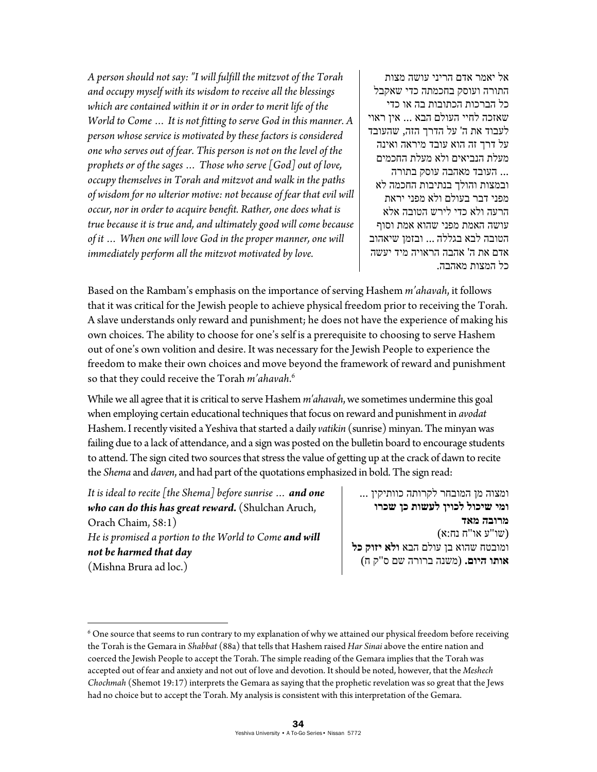*A person should not say: "I will fulfill the mitzvot of the Torah and occupy myself with its wisdom to receive all the blessings which are contained within it or in order to merit life of the World to Come … It is not fitting to serve God in this manner. A person whose service is motivated by these factors is considered one who serves out of fear. This person is not on the level of the prophets or of the sages … Those who serve [God] out of love, occupy themselves in Torah and mitzvot and walk in the paths of wisdom for no ulterior motive: not because of fear that evil will occur, nor in order to acquire benefit. Rather, one does what is true because it is true and, and ultimately good will come because of it … When one will love God in the proper manner, one will immediately perform all the mitzvot motivated by love.*

אל יאמר אדם הריני עושה מצות התורה ועוסק בחכמתה כדי שאקבל כל הברכות הכתובות בה או כדי שאזכה לחיי העולם הבא ... אין ראוי לעבוד את ה' על הדרך הזה, שהעובד על דרך זה הוא עובד מיראה ואינה מעלת הנביאים ולא מעלת החכמים ... העובד מאהבה עוסק בתורה ובמצות והולך בנתיבות החכמה לא מפני דבר בעולם ולא מפני יראת הרעה ולא כדי לירש הטובה אלא עושה האמת מפני שהוא אמת וסוף הטובה לבא בגללה ... ובזמן שיאהוב אדם את ה' אהבה הראויה מיד יעשה כל המצות מאהבה.

Based on the Rambam's emphasis on the importance of serving Hashem *m'ahavah*, it follows that it was critical for the Jewish people to achieve physical freedom prior to receiving the Torah. A slave understands only reward and punishment; he does not have the experience of making his own choices. The ability to choose for one's self is a prerequisite to choosing to serve Hashem out of one's own volition and desire. It was necessary for the Jewish People to experience the freedom to make their own choices and move beyond the framework of reward and punishment so that they could receive the Torah *m'ahavah*.[6]

While we all agree that it is critical to serve Hashem *m'ahavah*, we sometimes undermine this goal when employing certain educational techniques that focus on reward and punishment in *avodat* Hashem. I recently visited a Yeshiva that started a daily *vatikin* (sunrise) minyan. The minyan was failing due to a lack of attendance, and a sign was posted on the bulletin board to encourage students to attend. The sign cited two sources that stress the value of getting up at the crack of dawn to recite the *Shema* and *daven*, and had part of the quotations emphasized in bold. The sign read:

*It is ideal to recite [the Shema] before sunrise … **and one who can do this has great reward.*** (Shulchan Aruch, Orach Chaim, 58:1)
*He is promised a portion to the World to Come **and will not be harmed that day***
(Mishna Brura ad loc.)

ומצוה מן המובחר לקרותה כוותיקין ... **ומי שיכול לכוין לעשות כן שכרו מרובה מאד**
(שו"ע או"ח נח:א)
ומובטח שהוא בן עולם הבא **ולא יזוק כל אותו היום.** (משנה ברורה שם ס"ק ח)

---

[6] One source that seems to run contrary to my explanation of why we attained our physical freedom before receiving the Torah is the Gemara in *Shabbat* (88a) that tells that Hashem raised *Har Sinai* above the entire nation and coerced the Jewish People to accept the Torah. The simple reading of the Gemara implies that the Torah was accepted out of fear and anxiety and not out of love and devotion. It should be noted, however, that the *Meshech Chochmah* (Shemot 19:17) interprets the Gemara as saying that the prophetic revelation was so great that the Jews had no choice but to accept the Torah. My analysis is consistent with this interpretation of the Gemara.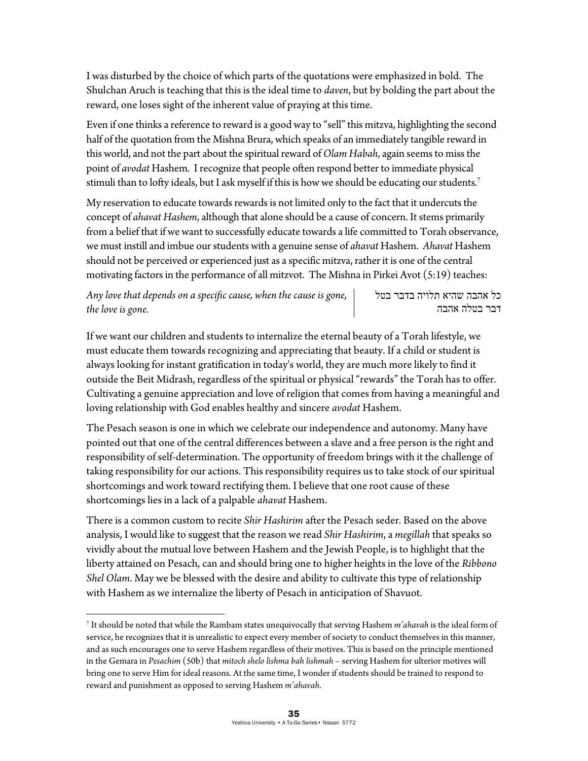I was disturbed by the choice of which parts of the quotations were emphasized in bold. The Shulchan Aruch is teaching that this is the ideal time to *daven*, but by bolding the part about the reward, one loses sight of the inherent value of praying at this time.

Even if one thinks a reference to reward is a good way to "sell" this mitzva, highlighting the second half of the quotation from the Mishna Brura, which speaks of an immediately tangible reward in this world, and not the part about the spiritual reward of *Olam Habah*, again seems to miss the point of *avodat* Hashem. I recognize that people often respond better to immediate physical stimuli than to lofty ideals, but I ask myself if this is how we should be educating our students.[7]

My reservation to educate towards rewards is not limited only to the fact that it undercuts the concept of *ahavat Hashem*, although that alone should be a cause of concern. It stems primarily from a belief that if we want to successfully educate towards a life committed to Torah observance, we must instill and imbue our students with a genuine sense of *ahavat* Hashem. *Ahavat* Hashem should not be perceived or experienced just as a specific mitzva, rather it is one of the central motivating factors in the performance of all mitzvot. The Mishna in Pirkei Avot (5:19) teaches:

| | |
|---|---|
| *Any love that depends on a specific cause, when the cause is gone, the love is gone.* | כל אהבה שהיא תלויה בדבר בטל דבר בטלה אהבה |

If we want our children and students to internalize the eternal beauty of a Torah lifestyle, we must educate them towards recognizing and appreciating that beauty. If a child or student is always looking for instant gratification in today's world, they are much more likely to find it outside the Beit Midrash, regardless of the spiritual or physical "rewards" the Torah has to offer. Cultivating a genuine appreciation and love of religion that comes from having a meaningful and loving relationship with God enables healthy and sincere *avodat* Hashem.

The Pesach season is one in which we celebrate our independence and autonomy. Many have pointed out that one of the central differences between a slave and a free person is the right and responsibility of self-determination. The opportunity of freedom brings with it the challenge of taking responsibility for our actions. This responsibility requires us to take stock of our spiritual shortcomings and work toward rectifying them. I believe that one root cause of these shortcomings lies in a lack of a palpable *ahavat* Hashem.

There is a common custom to recite *Shir Hashirim* after the Pesach seder. Based on the above analysis, I would like to suggest that the reason we read *Shir Hashirim*, a *megillah* that speaks so vividly about the mutual love between Hashem and the Jewish People, is to highlight that the liberty attained on Pesach, can and should bring one to higher heights in the love of the *Ribbono Shel Olam*. May we be blessed with the desire and ability to cultivate this type of relationship with Hashem as we internalize the liberty of Pesach in anticipation of Shavuot.

---

[7] It should be noted that while the Rambam states unequivocally that serving Hashem *m'ahavah* is the ideal form of service, he recognizes that it is unrealistic to expect every member of society to conduct themselves in this manner, and as such encourages one to serve Hashem regardless of their motives. This is based on the principle mentioned in the Gemara in *Pesachim* (50b) that *mitoch shelo lishma bah lishmah* – serving Hashem for ulterior motives will bring one to serve Him for ideal reasons. At the same time, I wonder if students should be trained to respond to reward and punishment as opposed to serving Hashem *m'ahavah*.